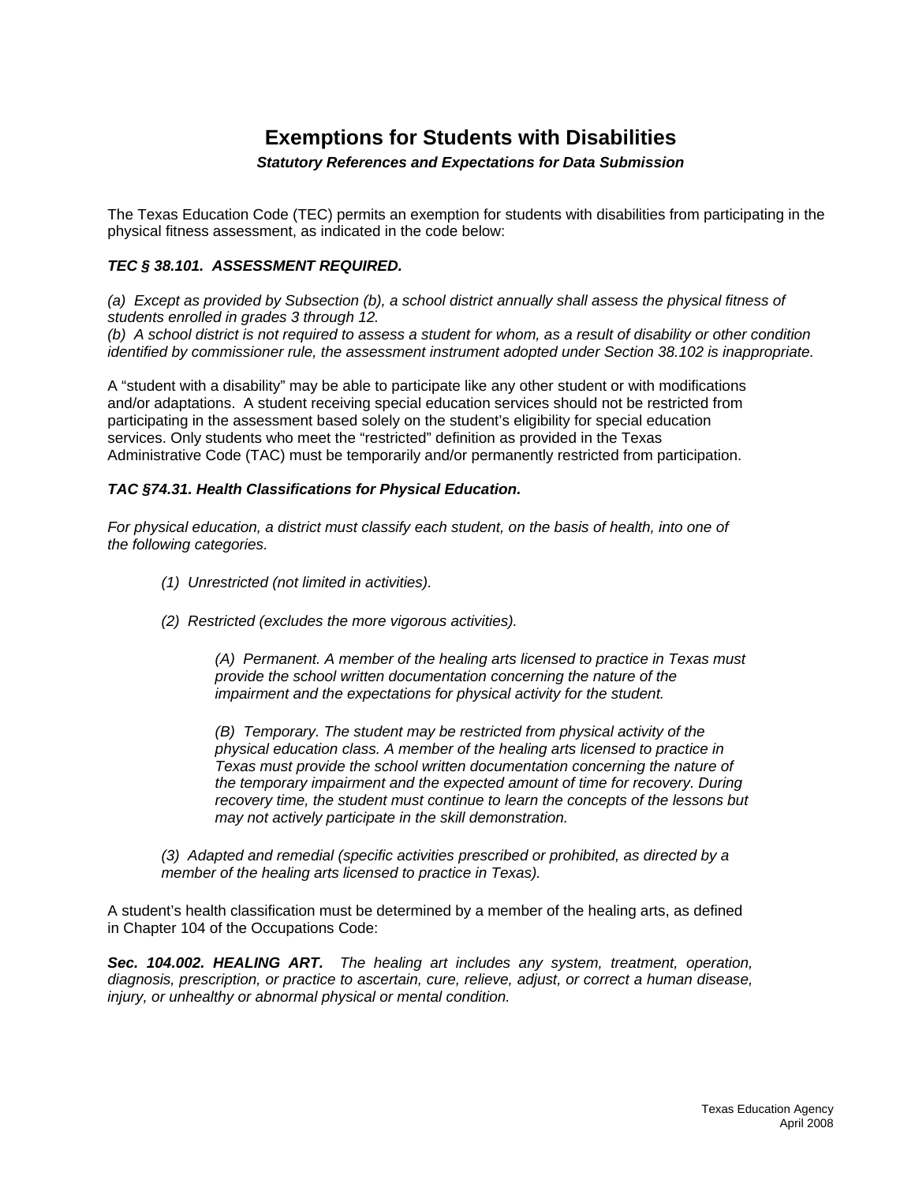# Exemptions for Students with Disabilities

***Statutory References and Expectations for Data Submission***

The Texas Education Code (TEC) permits an exemption for students with disabilities from participating in the physical fitness assessment, as indicated in the code below:

***TEC § 38.101. ASSESSMENT REQUIRED.***

*(a) Except as provided by Subsection (b), a school district annually shall assess the physical fitness of students enrolled in grades 3 through 12.*
*(b) A school district is not required to assess a student for whom, as a result of disability or other condition identified by commissioner rule, the assessment instrument adopted under Section 38.102 is inappropriate.*

A "student with a disability" may be able to participate like any other student or with modifications and/or adaptations. A student receiving special education services should not be restricted from participating in the assessment based solely on the student's eligibility for special education services. Only students who meet the "restricted" definition as provided in the Texas Administrative Code (TAC) must be temporarily and/or permanently restricted from participation.

***TAC §74.31. Health Classifications for Physical Education.***

*For physical education, a district must classify each student, on the basis of health, into one of the following categories.*

> *(1) Unrestricted (not limited in activities).*
>
> *(2) Restricted (excludes the more vigorous activities).*
>
> > *(A) Permanent. A member of the healing arts licensed to practice in Texas must provide the school written documentation concerning the nature of the impairment and the expectations for physical activity for the student.*
> >
> > *(B) Temporary. The student may be restricted from physical activity of the physical education class. A member of the healing arts licensed to practice in Texas must provide the school written documentation concerning the nature of the temporary impairment and the expected amount of time for recovery. During recovery time, the student must continue to learn the concepts of the lessons but may not actively participate in the skill demonstration.*
>
> *(3) Adapted and remedial (specific activities prescribed or prohibited, as directed by a member of the healing arts licensed to practice in Texas).*

A student's health classification must be determined by a member of the healing arts, as defined in Chapter 104 of the Occupations Code:

***Sec. 104.002. HEALING ART.*** *The healing art includes any system, treatment, operation, diagnosis, prescription, or practice to ascertain, cure, relieve, adjust, or correct a human disease, injury, or unhealthy or abnormal physical or mental condition.*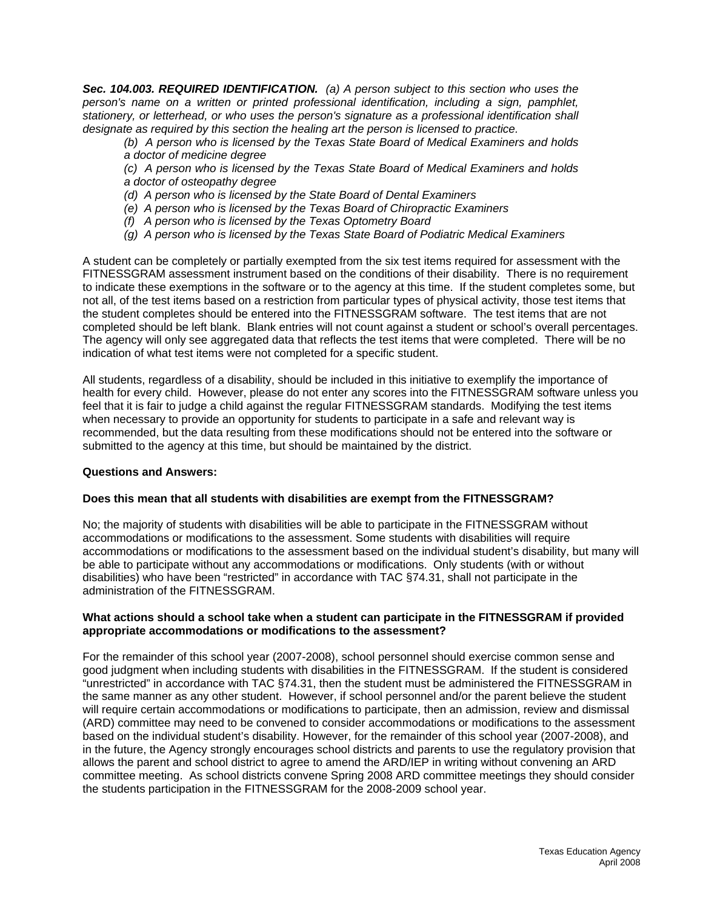***Sec. 104.003. REQUIRED IDENTIFICATION.*** *(a) A person subject to this section who uses the person's name on a written or printed professional identification, including a sign, pamphlet, stationery, or letterhead, or who uses the person's signature as a professional identification shall designate as required by this section the healing art the person is licensed to practice.*

> *(b) A person who is licensed by the Texas State Board of Medical Examiners and holds a doctor of medicine degree*
>
> *(c) A person who is licensed by the Texas State Board of Medical Examiners and holds a doctor of osteopathy degree*
>
> *(d) A person who is licensed by the State Board of Dental Examiners*
>
> *(e) A person who is licensed by the Texas Board of Chiropractic Examiners*
>
> *(f) A person who is licensed by the Texas Optometry Board*
>
> *(g) A person who is licensed by the Texas State Board of Podiatric Medical Examiners*

A student can be completely or partially exempted from the six test items required for assessment with the FITNESSGRAM assessment instrument based on the conditions of their disability. There is no requirement to indicate these exemptions in the software or to the agency at this time. If the student completes some, but not all, of the test items based on a restriction from particular types of physical activity, those test items that the student completes should be entered into the FITNESSGRAM software. The test items that are not completed should be left blank. Blank entries will not count against a student or school's overall percentages. The agency will only see aggregated data that reflects the test items that were completed. There will be no indication of what test items were not completed for a specific student.

All students, regardless of a disability, should be included in this initiative to exemplify the importance of health for every child. However, please do not enter any scores into the FITNESSGRAM software unless you feel that it is fair to judge a child against the regular FITNESSGRAM standards. Modifying the test items when necessary to provide an opportunity for students to participate in a safe and relevant way is recommended, but the data resulting from these modifications should not be entered into the software or submitted to the agency at this time, but should be maintained by the district.

**Questions and Answers:**

**Does this mean that all students with disabilities are exempt from the FITNESSGRAM?**

No; the majority of students with disabilities will be able to participate in the FITNESSGRAM without accommodations or modifications to the assessment. Some students with disabilities will require accommodations or modifications to the assessment based on the individual student's disability, but many will be able to participate without any accommodations or modifications. Only students (with or without disabilities) who have been "restricted" in accordance with TAC §74.31, shall not participate in the administration of the FITNESSGRAM.

**What actions should a school take when a student can participate in the FITNESSGRAM if provided appropriate accommodations or modifications to the assessment?**

For the remainder of this school year (2007-2008), school personnel should exercise common sense and good judgment when including students with disabilities in the FITNESSGRAM. If the student is considered "unrestricted" in accordance with TAC §74.31, then the student must be administered the FITNESSGRAM in the same manner as any other student. However, if school personnel and/or the parent believe the student will require certain accommodations or modifications to participate, then an admission, review and dismissal (ARD) committee may need to be convened to consider accommodations or modifications to the assessment based on the individual student's disability. However, for the remainder of this school year (2007-2008), and in the future, the Agency strongly encourages school districts and parents to use the regulatory provision that allows the parent and school district to agree to amend the ARD/IEP in writing without convening an ARD committee meeting. As school districts convene Spring 2008 ARD committee meetings they should consider the students participation in the FITNESSGRAM for the 2008-2009 school year.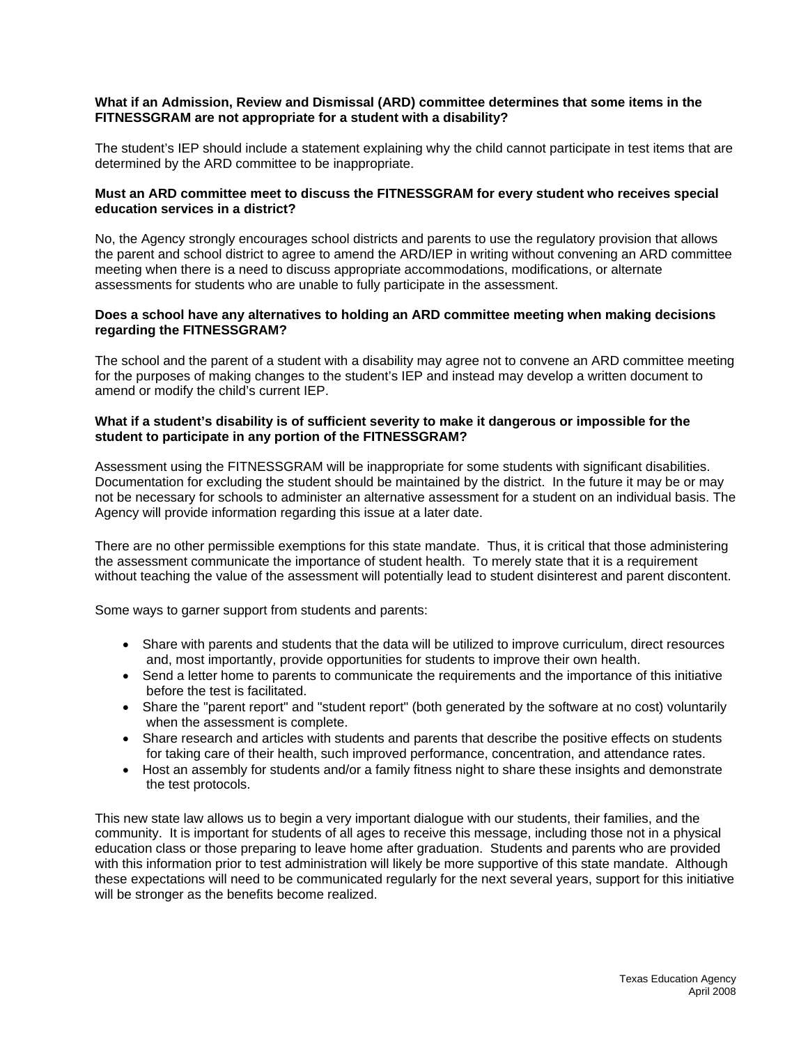**What if an Admission, Review and Dismissal (ARD) committee determines that some items in the FITNESSGRAM are not appropriate for a student with a disability?**

The student's IEP should include a statement explaining why the child cannot participate in test items that are determined by the ARD committee to be inappropriate.

**Must an ARD committee meet to discuss the FITNESSGRAM for every student who receives special education services in a district?**

No, the Agency strongly encourages school districts and parents to use the regulatory provision that allows the parent and school district to agree to amend the ARD/IEP in writing without convening an ARD committee meeting when there is a need to discuss appropriate accommodations, modifications, or alternate assessments for students who are unable to fully participate in the assessment.

**Does a school have any alternatives to holding an ARD committee meeting when making decisions regarding the FITNESSGRAM?**

The school and the parent of a student with a disability may agree not to convene an ARD committee meeting for the purposes of making changes to the student's IEP and instead may develop a written document to amend or modify the child's current IEP.

**What if a student's disability is of sufficient severity to make it dangerous or impossible for the student to participate in any portion of the FITNESSGRAM?**

Assessment using the FITNESSGRAM will be inappropriate for some students with significant disabilities. Documentation for excluding the student should be maintained by the district. In the future it may be or may not be necessary for schools to administer an alternative assessment for a student on an individual basis. The Agency will provide information regarding this issue at a later date.

There are no other permissible exemptions for this state mandate. Thus, it is critical that those administering the assessment communicate the importance of student health. To merely state that it is a requirement without teaching the value of the assessment will potentially lead to student disinterest and parent discontent.

Some ways to garner support from students and parents:

- Share with parents and students that the data will be utilized to improve curriculum, direct resources and, most importantly, provide opportunities for students to improve their own health.
- Send a letter home to parents to communicate the requirements and the importance of this initiative before the test is facilitated.
- Share the "parent report" and "student report" (both generated by the software at no cost) voluntarily when the assessment is complete.
- Share research and articles with students and parents that describe the positive effects on students for taking care of their health, such improved performance, concentration, and attendance rates.
- Host an assembly for students and/or a family fitness night to share these insights and demonstrate the test protocols.

This new state law allows us to begin a very important dialogue with our students, their families, and the community. It is important for students of all ages to receive this message, including those not in a physical education class or those preparing to leave home after graduation. Students and parents who are provided with this information prior to test administration will likely be more supportive of this state mandate. Although these expectations will need to be communicated regularly for the next several years, support for this initiative will be stronger as the benefits become realized.